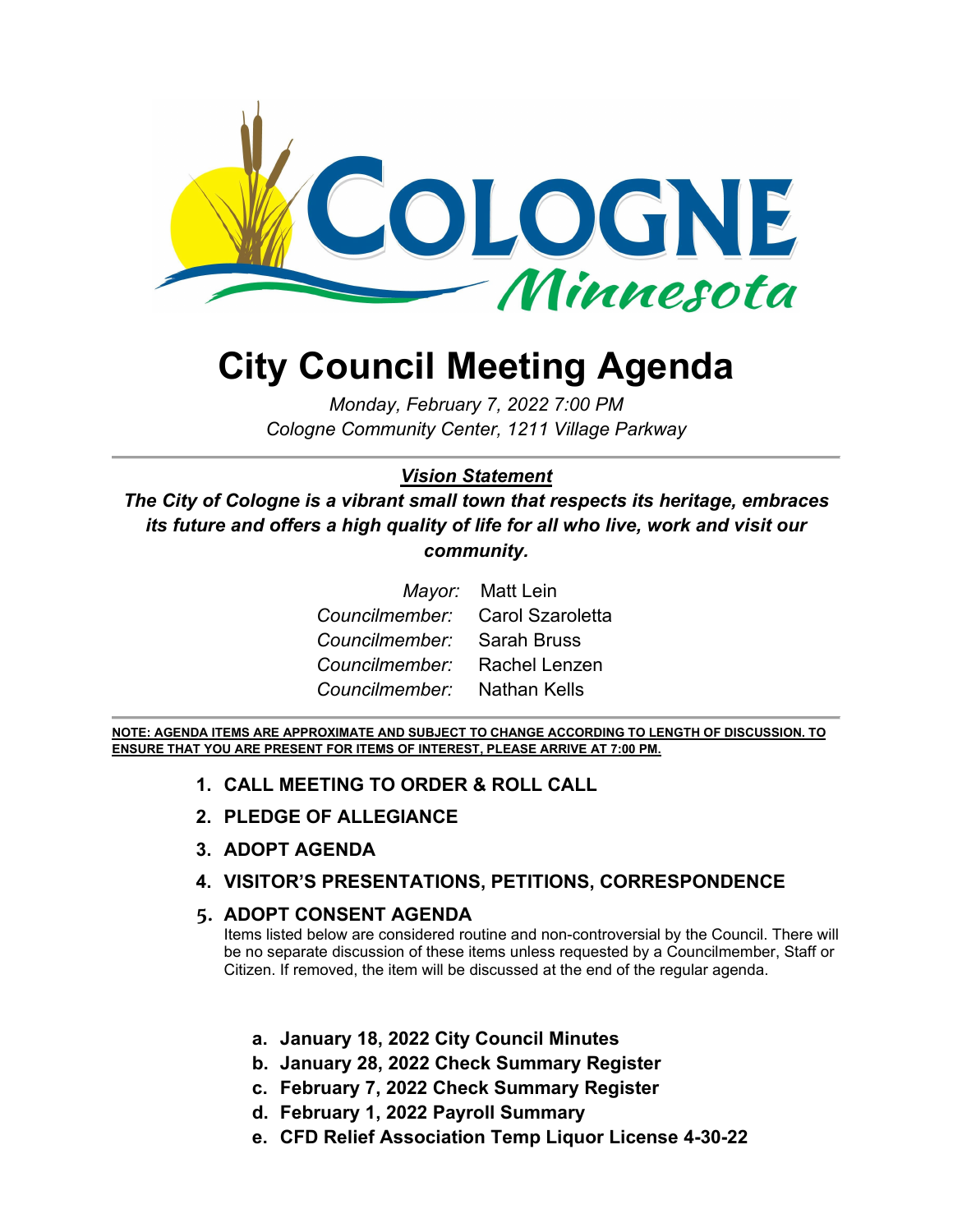# City Council Meeting Agenda

*Monday, February 7, 2022 7:00 PM*
*Cologne Community Center, 1211 Village Parkway*

---

***Vision Statement***

***The City of Cologne is a vibrant small town that respects its heritage, embraces its future and offers a high quality of life for all who live, work and visit our community.***

| | |
|---|---|
| *Mayor:* | Matt Lein |
| *Councilmember:* | Carol Szaroletta |
| *Councilmember:* | Sarah Bruss |
| *Councilmember:* | Rachel Lenzen |
| *Councilmember:* | Nathan Kells |

---

**NOTE: AGENDA ITEMS ARE APPROXIMATE AND SUBJECT TO CHANGE ACCORDING TO LENGTH OF DISCUSSION. TO ENSURE THAT YOU ARE PRESENT FOR ITEMS OF INTEREST, PLEASE ARRIVE AT 7:00 PM.**

1. **CALL MEETING TO ORDER & ROLL CALL**
2. **PLEDGE OF ALLEGIANCE**
3. **ADOPT AGENDA**
4. **VISITOR'S PRESENTATIONS, PETITIONS, CORRESPONDENCE**
5. **ADOPT CONSENT AGENDA**

   Items listed below are considered routine and non-controversial by the Council. There will be no separate discussion of these items unless requested by a Councilmember, Staff or Citizen. If removed, the item will be discussed at the end of the regular agenda.

   a. **January 18, 2022 City Council Minutes**
   b. **January 28, 2022 Check Summary Register**
   c. **February 7, 2022 Check Summary Register**
   d. **February 1, 2022 Payroll Summary**
   e. **CFD Relief Association Temp Liquor License 4-30-22**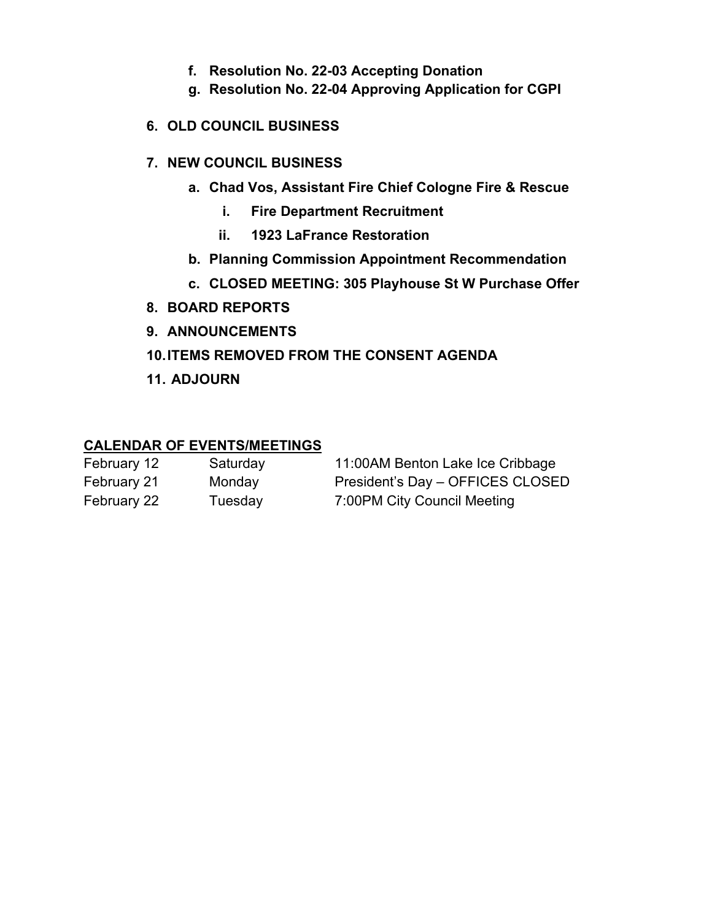f. **Resolution No. 22-03 Accepting Donation**
   g. **Resolution No. 22-04 Approving Application for CGPI**

6. **OLD COUNCIL BUSINESS**

7. **NEW COUNCIL BUSINESS**
   a. **Chad Vos, Assistant Fire Chief Cologne Fire & Rescue**
      i. **Fire Department Recruitment**
      ii. **1923 LaFrance Restoration**
   b. **Planning Commission Appointment Recommendation**
   c. **CLOSED MEETING: 305 Playhouse St W Purchase Offer**
8. **BOARD REPORTS**
9. **ANNOUNCEMENTS**
10. **ITEMS REMOVED FROM THE CONSENT AGENDA**
11. **ADJOURN**

**CALENDAR OF EVENTS/MEETINGS**

| | | |
|---|---|---|
| February 12 | Saturday | 11:00AM Benton Lake Ice Cribbage |
| February 21 | Monday | President's Day – OFFICES CLOSED |
| February 22 | Tuesday | 7:00PM City Council Meeting |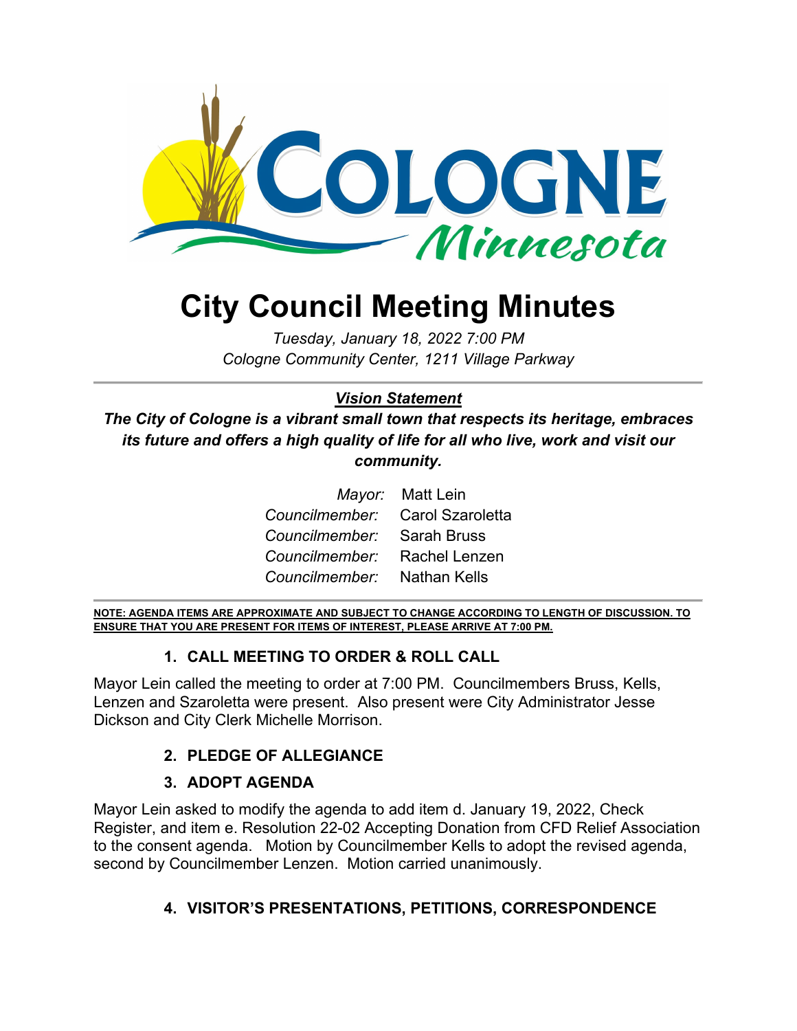# City Council Meeting Minutes

*Tuesday, January 18, 2022 7:00 PM*
*Cologne Community Center, 1211 Village Parkway*

---

***Vision Statement***

***The City of Cologne is a vibrant small town that respects its heritage, embraces its future and offers a high quality of life for all who live, work and visit our community.***

| | |
|---|---|
| *Mayor:* | Matt Lein |
| *Councilmember:* | Carol Szaroletta |
| *Councilmember:* | Sarah Bruss |
| *Councilmember:* | Rachel Lenzen |
| *Councilmember:* | Nathan Kells |

---

**NOTE: AGENDA ITEMS ARE APPROXIMATE AND SUBJECT TO CHANGE ACCORDING TO LENGTH OF DISCUSSION. TO ENSURE THAT YOU ARE PRESENT FOR ITEMS OF INTEREST, PLEASE ARRIVE AT 7:00 PM.**

### 1. CALL MEETING TO ORDER & ROLL CALL

Mayor Lein called the meeting to order at 7:00 PM. Councilmembers Bruss, Kells, Lenzen and Szaroletta were present. Also present were City Administrator Jesse Dickson and City Clerk Michelle Morrison.

### 2. PLEDGE OF ALLEGIANCE

### 3. ADOPT AGENDA

Mayor Lein asked to modify the agenda to add item d. January 19, 2022, Check Register, and item e. Resolution 22-02 Accepting Donation from CFD Relief Association to the consent agenda. Motion by Councilmember Kells to adopt the revised agenda, second by Councilmember Lenzen. Motion carried unanimously.

### 4. VISITOR'S PRESENTATIONS, PETITIONS, CORRESPONDENCE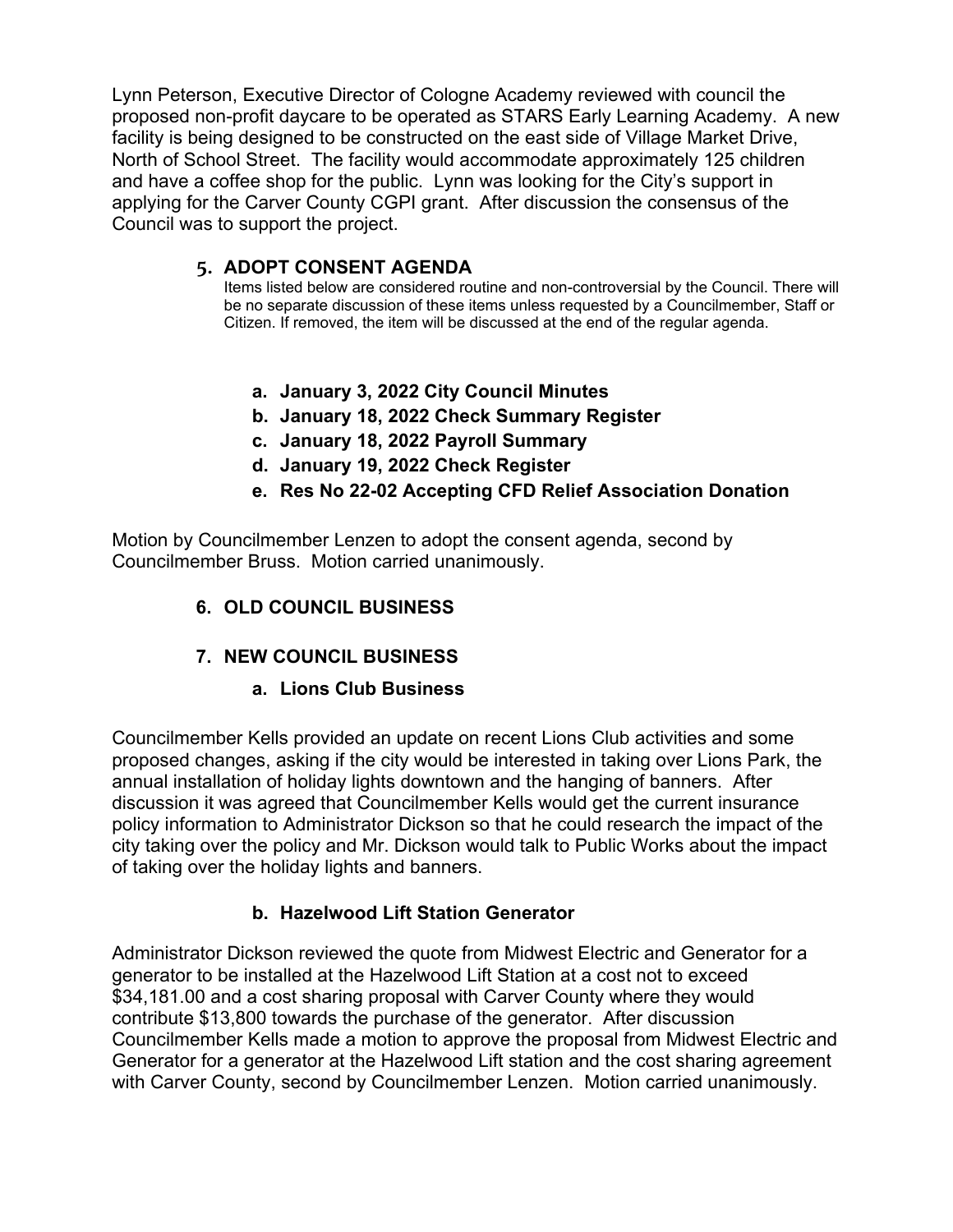Lynn Peterson, Executive Director of Cologne Academy reviewed with council the proposed non-profit daycare to be operated as STARS Early Learning Academy. A new facility is being designed to be constructed on the east side of Village Market Drive, North of School Street. The facility would accommodate approximately 125 children and have a coffee shop for the public. Lynn was looking for the City's support in applying for the Carver County CGPI grant. After discussion the consensus of the Council was to support the project.

## 5. ADOPT CONSENT AGENDA

Items listed below are considered routine and non-controversial by the Council. There will be no separate discussion of these items unless requested by a Councilmember, Staff or Citizen. If removed, the item will be discussed at the end of the regular agenda.

- **a. January 3, 2022 City Council Minutes**
- **b. January 18, 2022 Check Summary Register**
- **c. January 18, 2022 Payroll Summary**
- **d. January 19, 2022 Check Register**
- **e. Res No 22-02 Accepting CFD Relief Association Donation**

Motion by Councilmember Lenzen to adopt the consent agenda, second by Councilmember Bruss. Motion carried unanimously.

## 6. OLD COUNCIL BUSINESS

## 7. NEW COUNCIL BUSINESS

### a. Lions Club Business

Councilmember Kells provided an update on recent Lions Club activities and some proposed changes, asking if the city would be interested in taking over Lions Park, the annual installation of holiday lights downtown and the hanging of banners. After discussion it was agreed that Councilmember Kells would get the current insurance policy information to Administrator Dickson so that he could research the impact of the city taking over the policy and Mr. Dickson would talk to Public Works about the impact of taking over the holiday lights and banners.

### b. Hazelwood Lift Station Generator

Administrator Dickson reviewed the quote from Midwest Electric and Generator for a generator to be installed at the Hazelwood Lift Station at a cost not to exceed $34,181.00 and a cost sharing proposal with Carver County where they would contribute $13,800 towards the purchase of the generator. After discussion Councilmember Kells made a motion to approve the proposal from Midwest Electric and Generator for a generator at the Hazelwood Lift station and the cost sharing agreement with Carver County, second by Councilmember Lenzen. Motion carried unanimously.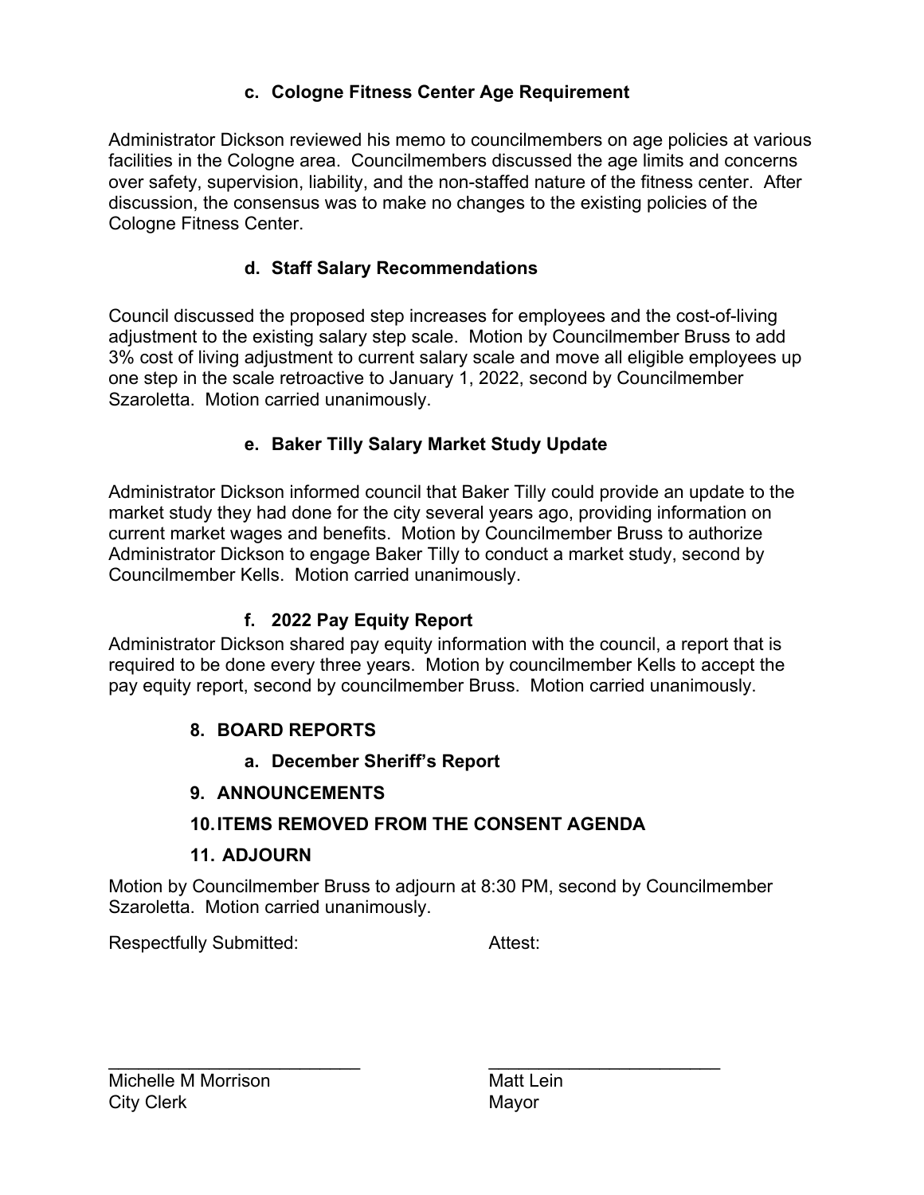### c. Cologne Fitness Center Age Requirement

Administrator Dickson reviewed his memo to councilmembers on age policies at various facilities in the Cologne area. Councilmembers discussed the age limits and concerns over safety, supervision, liability, and the non-staffed nature of the fitness center. After discussion, the consensus was to make no changes to the existing policies of the Cologne Fitness Center.

### d. Staff Salary Recommendations

Council discussed the proposed step increases for employees and the cost-of-living adjustment to the existing salary step scale. Motion by Councilmember Bruss to add 3% cost of living adjustment to current salary scale and move all eligible employees up one step in the scale retroactive to January 1, 2022, second by Councilmember Szaroletta. Motion carried unanimously.

### e. Baker Tilly Salary Market Study Update

Administrator Dickson informed council that Baker Tilly could provide an update to the market study they had done for the city several years ago, providing information on current market wages and benefits. Motion by Councilmember Bruss to authorize Administrator Dickson to engage Baker Tilly to conduct a market study, second by Councilmember Kells. Motion carried unanimously.

### f. 2022 Pay Equity Report

Administrator Dickson shared pay equity information with the council, a report that is required to be done every three years. Motion by councilmember Kells to accept the pay equity report, second by councilmember Bruss. Motion carried unanimously.

## 8. BOARD REPORTS

### a. December Sheriff's Report

## 9. ANNOUNCEMENTS

## 10. ITEMS REMOVED FROM THE CONSENT AGENDA

## 11. ADJOURN

Motion by Councilmember Bruss to adjourn at 8:30 PM, second by Councilmember Szaroletta. Motion carried unanimously.

Respectfully Submitted: Attest:

\_\_\_\_\_\_\_\_\_\_\_\_\_\_\_\_\_\_\_\_\_\_\_\_\_\_ \_\_\_\_\_\_\_\_\_\_\_\_\_\_\_\_\_\_\_\_\_\_\_\_\_\_

Michelle M Morrison
City Clerk

Matt Lein
Mayor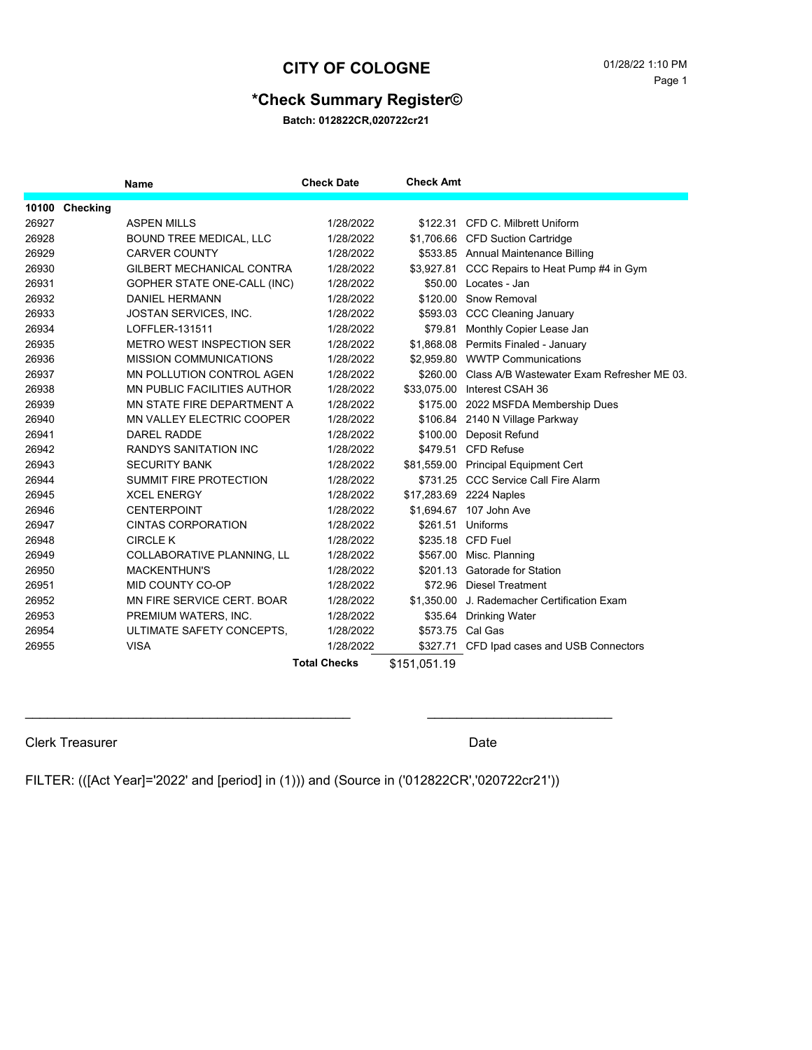# CITY OF COLOGNE

01/28/22 1:10 PM
Page 1

## *Check Summary Register©

**Batch: 012822CR,020722cr21**

| | Name | Check Date | Check Amt | |
|---|---|---|---|---|
| **10100 Checking** | | | | |
| 26927 | ASPEN MILLS | 1/28/2022 | $122.31 | CFD C. Milbrett Uniform |
| 26928 | BOUND TREE MEDICAL, LLC | 1/28/2022 | $1,706.66 | CFD Suction Cartridge |
| 26929 | CARVER COUNTY | 1/28/2022 | $533.85 | Annual Maintenance Billing |
| 26930 | GILBERT MECHANICAL CONTRA | 1/28/2022 | $3,927.81 | CCC Repairs to Heat Pump #4 in Gym |
| 26931 | GOPHER STATE ONE-CALL (INC) | 1/28/2022 | $50.00 | Locates - Jan |
| 26932 | DANIEL HERMANN | 1/28/2022 | $120.00 | Snow Removal |
| 26933 | JOSTAN SERVICES, INC. | 1/28/2022 | $593.03 | CCC Cleaning January |
| 26934 | LOFFLER-131511 | 1/28/2022 | $79.81 | Monthly Copier Lease Jan |
| 26935 | METRO WEST INSPECTION SER | 1/28/2022 | $1,868.08 | Permits Finaled - January |
| 26936 | MISSION COMMUNICATIONS | 1/28/2022 | $2,959.80 | WWTP Communications |
| 26937 | MN POLLUTION CONTROL AGEN | 1/28/2022 | $260.00 | Class A/B Wastewater Exam Refresher ME 03. |
| 26938 | MN PUBLIC FACILITIES AUTHOR | 1/28/2022 | $33,075.00 | Interest CSAH 36 |
| 26939 | MN STATE FIRE DEPARTMENT A | 1/28/2022 | $175.00 | 2022 MSFDA Membership Dues |
| 26940 | MN VALLEY ELECTRIC COOPER | 1/28/2022 | $106.84 | 2140 N Village Parkway |
| 26941 | DAREL RADDE | 1/28/2022 | $100.00 | Deposit Refund |
| 26942 | RANDYS SANITATION INC | 1/28/2022 | $479.51 | CFD Refuse |
| 26943 | SECURITY BANK | 1/28/2022 | $81,559.00 | Principal Equipment Cert |
| 26944 | SUMMIT FIRE PROTECTION | 1/28/2022 | $731.25 | CCC Service Call Fire Alarm |
| 26945 | XCEL ENERGY | 1/28/2022 | $17,283.69 | 2224 Naples |
| 26946 | CENTERPOINT | 1/28/2022 | $1,694.67 | 107 John Ave |
| 26947 | CINTAS CORPORATION | 1/28/2022 | $261.51 | Uniforms |
| 26948 | CIRCLE K | 1/28/2022 | $235.18 | CFD Fuel |
| 26949 | COLLABORATIVE PLANNING, LL | 1/28/2022 | $567.00 | Misc. Planning |
| 26950 | MACKENTHUN'S | 1/28/2022 | $201.13 | Gatorade for Station |
| 26951 | MID COUNTY CO-OP | 1/28/2022 | $72.96 | Diesel Treatment |
| 26952 | MN FIRE SERVICE CERT. BOAR | 1/28/2022 | $1,350.00 | J. Rademacher Certification Exam |
| 26953 | PREMIUM WATERS, INC. | 1/28/2022 | $35.64 | Drinking Water |
| 26954 | ULTIMATE SAFETY CONCEPTS, | 1/28/2022 | $573.75 | Cal Gas |
| 26955 | VISA | 1/28/2022 | $327.71 | CFD Ipad cases and USB Connectors |
| | | **Total Checks** | $151,051.19 | |

_______________________________________________ ___________________________

Clerk Treasurer Date

FILTER: (([Act Year]='2022' and [period] in (1))) and (Source in ('012822CR','020722cr21'))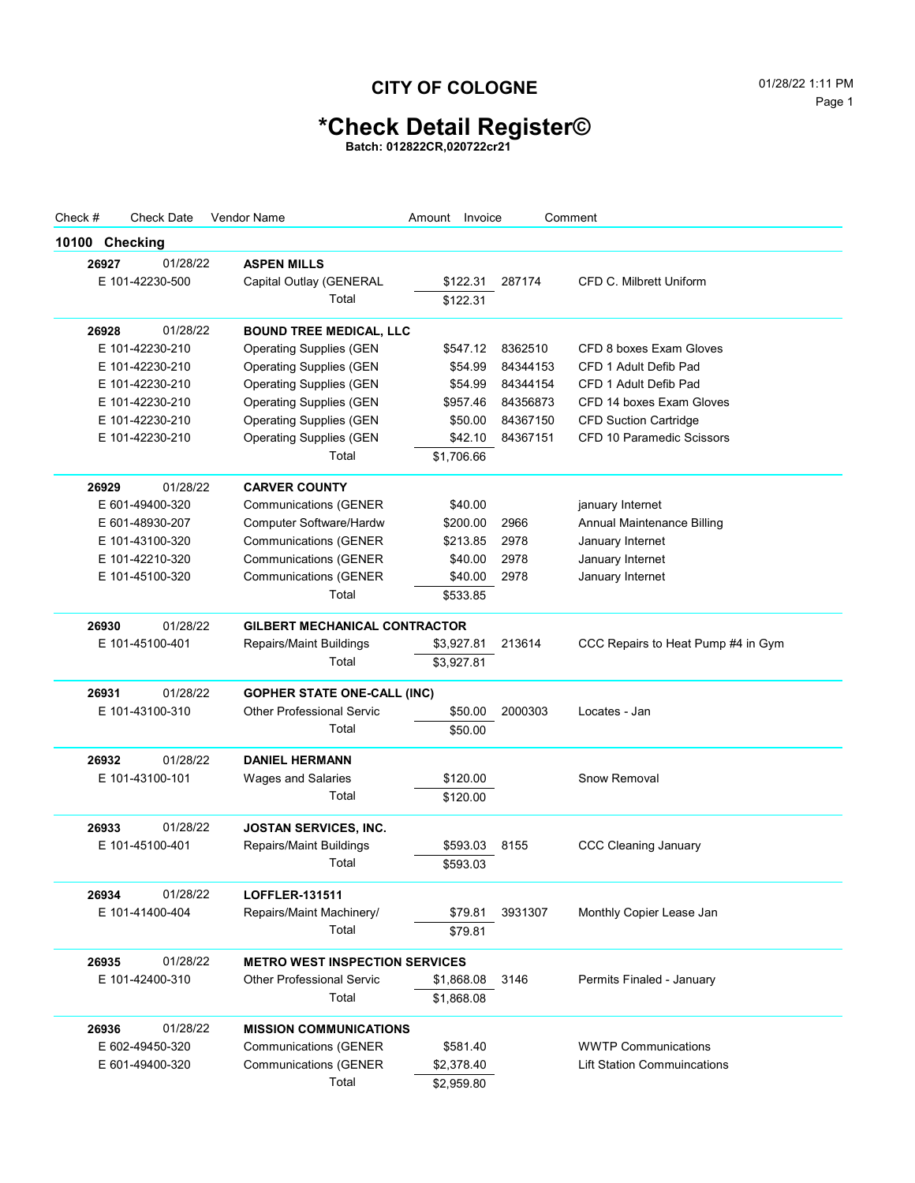# CITY OF COLOGNE

01/28/22 1:11 PM

## *Check Detail Register©

**Batch: 012822CR,020722cr21**

| Check # | Check Date | Vendor Name | Amount | Invoice | Comment |
|---|---|---|---|---|---|
| **10100 Checking** | | | | | |
| **26927** | 01/28/22 | **ASPEN MILLS** | | | |
| E 101-42230-500 | | Capital Outlay (GENERAL | $122.31 | 287174 | CFD C. Milbrett Uniform |
| | | Total | $122.31 | | |
| **26928** | 01/28/22 | **BOUND TREE MEDICAL, LLC** | | | |
| E 101-42230-210 | | Operating Supplies (GEN | $547.12 | 8362510 | CFD 8 boxes Exam Gloves |
| E 101-42230-210 | | Operating Supplies (GEN | $54.99 | 84344153 | CFD 1 Adult Defib Pad |
| E 101-42230-210 | | Operating Supplies (GEN | $54.99 | 84344154 | CFD 1 Adult Defib Pad |
| E 101-42230-210 | | Operating Supplies (GEN | $957.46 | 84356873 | CFD 14 boxes Exam Gloves |
| E 101-42230-210 | | Operating Supplies (GEN | $50.00 | 84367150 | CFD Suction Cartridge |
| E 101-42230-210 | | Operating Supplies (GEN | $42.10 | 84367151 | CFD 10 Paramedic Scissors |
| | | Total | $1,706.66 | | |
| **26929** | 01/28/22 | **CARVER COUNTY** | | | |
| E 601-49400-320 | | Communications (GENER | $40.00 | | january Internet |
| E 601-48930-207 | | Computer Software/Hardw | $200.00 | 2966 | Annual Maintenance Billing |
| E 101-43100-320 | | Communications (GENER | $213.85 | 2978 | January Internet |
| E 101-42210-320 | | Communications (GENER | $40.00 | 2978 | January Internet |
| E 101-45100-320 | | Communications (GENER | $40.00 | 2978 | January Internet |
| | | Total | $533.85 | | |
| **26930** | 01/28/22 | **GILBERT MECHANICAL CONTRACTOR** | | | |
| E 101-45100-401 | | Repairs/Maint Buildings | $3,927.81 | 213614 | CCC Repairs to Heat Pump #4 in Gym |
| | | Total | $3,927.81 | | |
| **26931** | 01/28/22 | **GOPHER STATE ONE-CALL (INC)** | | | |
| E 101-43100-310 | | Other Professional Servic | $50.00 | 2000303 | Locates - Jan |
| | | Total | $50.00 | | |
| **26932** | 01/28/22 | **DANIEL HERMANN** | | | |
| E 101-43100-101 | | Wages and Salaries | $120.00 | | Snow Removal |
| | | Total | $120.00 | | |
| **26933** | 01/28/22 | **JOSTAN SERVICES, INC.** | | | |
| E 101-45100-401 | | Repairs/Maint Buildings | $593.03 | 8155 | CCC Cleaning January |
| | | Total | $593.03 | | |
| **26934** | 01/28/22 | **LOFFLER-131511** | | | |
| E 101-41400-404 | | Repairs/Maint Machinery/ | $79.81 | 3931307 | Monthly Copier Lease Jan |
| | | Total | $79.81 | | |
| **26935** | 01/28/22 | **METRO WEST INSPECTION SERVICES** | | | |
| E 101-42400-310 | | Other Professional Servic | $1,868.08 | 3146 | Permits Finaled - January |
| | | Total | $1,868.08 | | |
| **26936** | 01/28/22 | **MISSION COMMUNICATIONS** | | | |
| E 602-49450-320 | | Communications (GENER | $581.40 | | WWTP Communications |
| E 601-49400-320 | | Communications (GENER | $2,378.40 | | Lift Station Commuincations |
| | | Total | $2,959.80 | | |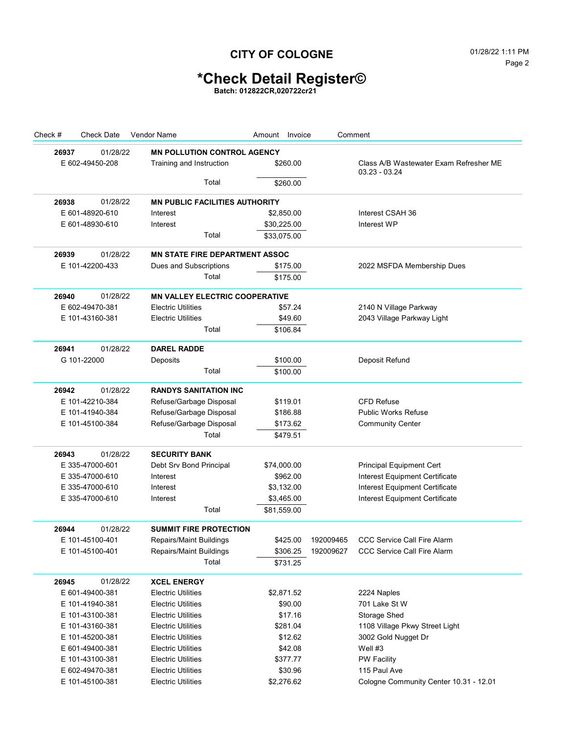# CITY OF COLOGNE

# *Check Detail Register©

**Batch: 012822CR,020722cr21**

| Check # | Check Date | Vendor Name | Amount | Invoice | Comment |
|---|---|---|---|---|---|
| **26937** | 01/28/22 | **MN POLLUTION CONTROL AGENCY** | | | |
| E 602-49450-208 | | Training and Instruction | $260.00 | | Class A/B Wastewater Exam Refresher ME 03.23 - 03.24 |
| | | Total | $260.00 | | |
| **26938** | 01/28/22 | **MN PUBLIC FACILITIES AUTHORITY** | | | |
| E 601-48920-610 | | Interest | $2,850.00 | | Interest CSAH 36 |
| E 601-48930-610 | | Interest | $30,225.00 | | Interest WP |
| | | Total | $33,075.00 | | |
| **26939** | 01/28/22 | **MN STATE FIRE DEPARTMENT ASSOC** | | | |
| E 101-42200-433 | | Dues and Subscriptions | $175.00 | | 2022 MSFDA Membership Dues |
| | | Total | $175.00 | | |
| **26940** | 01/28/22 | **MN VALLEY ELECTRIC COOPERATIVE** | | | |
| E 602-49470-381 | | Electric Utilities | $57.24 | | 2140 N Village Parkway |
| E 101-43160-381 | | Electric Utilities | $49.60 | | 2043 Village Parkway Light |
| | | Total | $106.84 | | |
| **26941** | 01/28/22 | **DAREL RADDE** | | | |
| G 101-22000 | | Deposits | $100.00 | | Deposit Refund |
| | | Total | $100.00 | | |
| **26942** | 01/28/22 | **RANDYS SANITATION INC** | | | |
| E 101-42210-384 | | Refuse/Garbage Disposal | $119.01 | | CFD Refuse |
| E 101-41940-384 | | Refuse/Garbage Disposal | $186.88 | | Public Works Refuse |
| E 101-45100-384 | | Refuse/Garbage Disposal | $173.62 | | Community Center |
| | | Total | $479.51 | | |
| **26943** | 01/28/22 | **SECURITY BANK** | | | |
| E 335-47000-601 | | Debt Srv Bond Principal | $74,000.00 | | Principal Equipment Cert |
| E 335-47000-610 | | Interest | $962.00 | | Interest Equipment Certificate |
| E 335-47000-610 | | Interest | $3,132.00 | | Interest Equipment Certificate |
| E 335-47000-610 | | Interest | $3,465.00 | | Interest Equipment Certificate |
| | | Total | $81,559.00 | | |
| **26944** | 01/28/22 | **SUMMIT FIRE PROTECTION** | | | |
| E 101-45100-401 | | Repairs/Maint Buildings | $425.00 | 192009465 | CCC Service Call Fire Alarm |
| E 101-45100-401 | | Repairs/Maint Buildings | $306.25 | 192009627 | CCC Service Call Fire Alarm |
| | | Total | $731.25 | | |
| **26945** | 01/28/22 | **XCEL ENERGY** | | | |
| E 601-49400-381 | | Electric Utilities | $2,871.52 | | 2224 Naples |
| E 101-41940-381 | | Electric Utilities | $90.00 | | 701 Lake St W |
| E 101-43100-381 | | Electric Utilities | $17.16 | | Storage Shed |
| E 101-43160-381 | | Electric Utilities | $281.04 | | 1108 Village Pkwy Street Light |
| E 101-45200-381 | | Electric Utilities | $12.62 | | 3002 Gold Nugget Dr |
| E 601-49400-381 | | Electric Utilities | $42.08 | | Well #3 |
| E 101-43100-381 | | Electric Utilities | $377.77 | | PW Facility |
| E 602-49470-381 | | Electric Utilities | $30.96 | | 115 Paul Ave |
| E 101-45100-381 | | Electric Utilities | $2,276.62 | | Cologne Community Center 10.31 - 12.01 |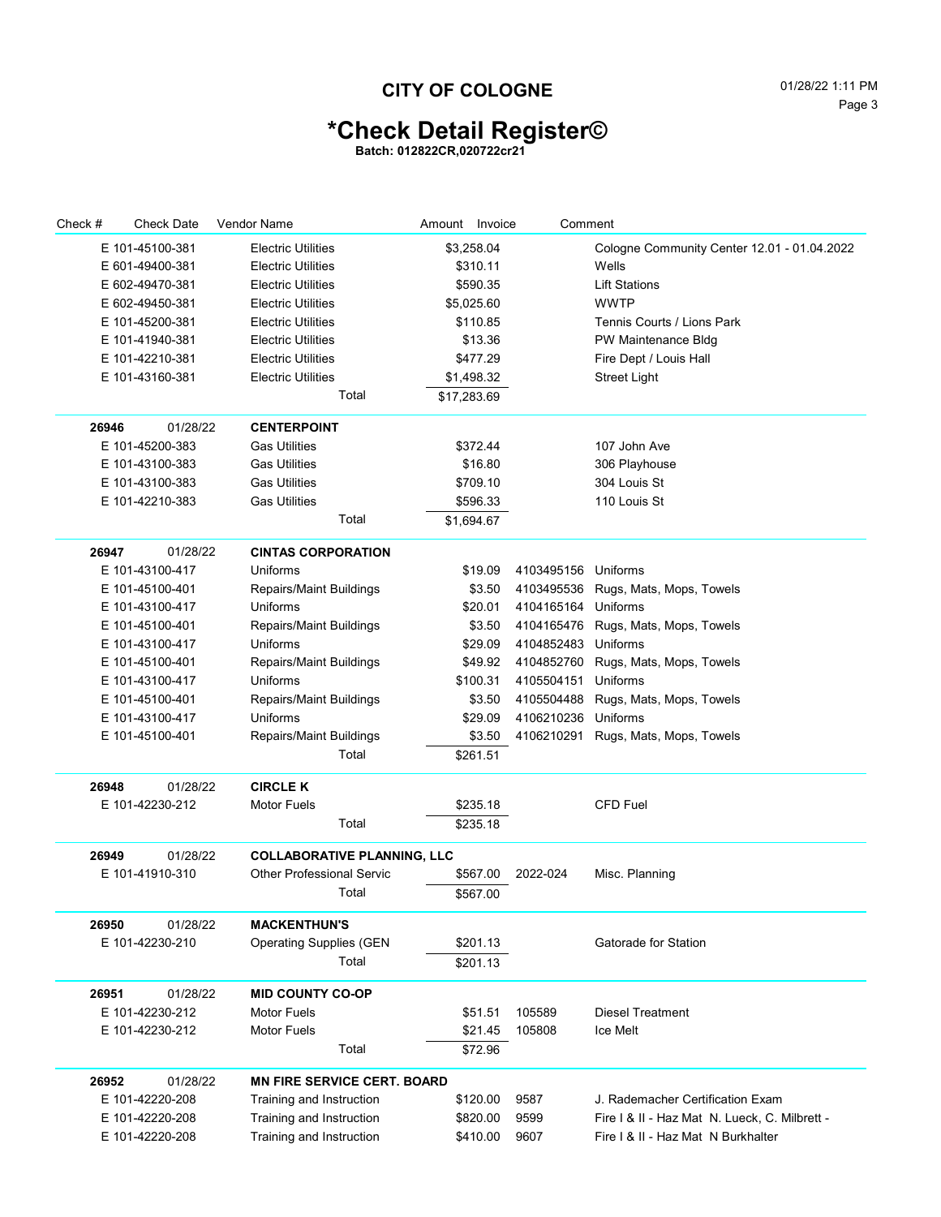# CITY OF COLOGNE

01/28/22 1:11 PM

## *Check Detail Register©

**Batch: 012822CR,020722cr21**

| Check # | Check Date | Vendor Name | Amount | Invoice | Comment |
|---|---|---|---|---|---|
| E 101-45100-381 | | Electric Utilities | $3,258.04 | | Cologne Community Center 12.01 - 01.04.2022 |
| E 601-49400-381 | | Electric Utilities | $310.11 | | Wells |
| E 602-49470-381 | | Electric Utilities | $590.35 | | Lift Stations |
| E 602-49450-381 | | Electric Utilities | $5,025.60 | | WWTP |
| E 101-45200-381 | | Electric Utilities | $110.85 | | Tennis Courts / Lions Park |
| E 101-41940-381 | | Electric Utilities | $13.36 | | PW Maintenance Bldg |
| E 101-42210-381 | | Electric Utilities | $477.29 | | Fire Dept / Louis Hall |
| E 101-43160-381 | | Electric Utilities | $1,498.32 | | Street Light |
| | | Total | $17,283.69 | | |
| **26946** | 01/28/22 | **CENTERPOINT** | | | |
| E 101-45200-383 | | Gas Utilities | $372.44 | | 107 John Ave |
| E 101-43100-383 | | Gas Utilities | $16.80 | | 306 Playhouse |
| E 101-43100-383 | | Gas Utilities | $709.10 | | 304 Louis St |
| E 101-42210-383 | | Gas Utilities | $596.33 | | 110 Louis St |
| | | Total | $1,694.67 | | |
| **26947** | 01/28/22 | **CINTAS CORPORATION** | | | |
| E 101-43100-417 | | Uniforms | $19.09 | 4103495156 | Uniforms |
| E 101-45100-401 | | Repairs/Maint Buildings | $3.50 | 4103495536 | Rugs, Mats, Mops, Towels |
| E 101-43100-417 | | Uniforms | $20.01 | 4104165164 | Uniforms |
| E 101-45100-401 | | Repairs/Maint Buildings | $3.50 | 4104165476 | Rugs, Mats, Mops, Towels |
| E 101-43100-417 | | Uniforms | $29.09 | 4104852483 | Uniforms |
| E 101-45100-401 | | Repairs/Maint Buildings | $49.92 | 4104852760 | Rugs, Mats, Mops, Towels |
| E 101-43100-417 | | Uniforms | $100.31 | 4105504151 | Uniforms |
| E 101-45100-401 | | Repairs/Maint Buildings | $3.50 | 4105504488 | Rugs, Mats, Mops, Towels |
| E 101-43100-417 | | Uniforms | $29.09 | 4106210236 | Uniforms |
| E 101-45100-401 | | Repairs/Maint Buildings | $3.50 | 4106210291 | Rugs, Mats, Mops, Towels |
| | | Total | $261.51 | | |
| **26948** | 01/28/22 | **CIRCLE K** | | | |
| E 101-42230-212 | | Motor Fuels | $235.18 | | CFD Fuel |
| | | Total | $235.18 | | |
| **26949** | 01/28/22 | **COLLABORATIVE PLANNING, LLC** | | | |
| E 101-41910-310 | | Other Professional Servic | $567.00 | 2022-024 | Misc. Planning |
| | | Total | $567.00 | | |
| **26950** | 01/28/22 | **MACKENTHUN'S** | | | |
| E 101-42230-210 | | Operating Supplies (GEN | $201.13 | | Gatorade for Station |
| | | Total | $201.13 | | |
| **26951** | 01/28/22 | **MID COUNTY CO-OP** | | | |
| E 101-42230-212 | | Motor Fuels | $51.51 | 105589 | Diesel Treatment |
| E 101-42230-212 | | Motor Fuels | $21.45 | 105808 | Ice Melt |
| | | Total | $72.96 | | |
| **26952** | 01/28/22 | **MN FIRE SERVICE CERT. BOARD** | | | |
| E 101-42220-208 | | Training and Instruction | $120.00 | 9587 | J. Rademacher Certification Exam |
| E 101-42220-208 | | Training and Instruction | $820.00 | 9599 | Fire I & II - Haz Mat N. Lueck, C. Milbrett - |
| E 101-42220-208 | | Training and Instruction | $410.00 | 9607 | Fire I & II - Haz Mat N Burkhalter |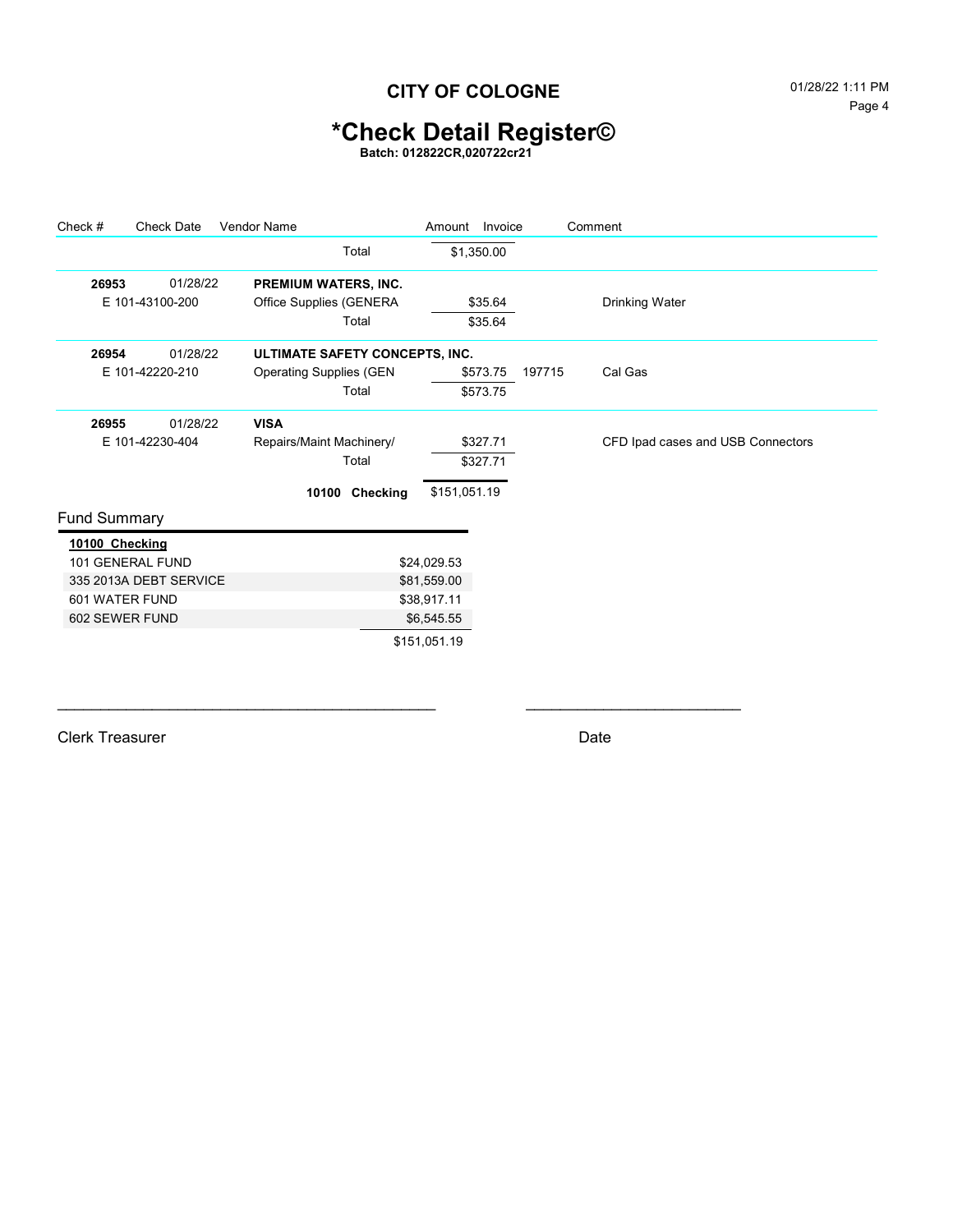# CITY OF COLOGNE

# *Check Detail Register©

**Batch: 012822CR,020722cr21**

| Check # | Check Date | Vendor Name | Amount | Invoice | Comment |
|---|---|---|---|---|---|
| | | Total | $1,350.00 | | |
| **26953** | 01/28/22 | **PREMIUM WATERS, INC.** | | | |
| E 101-43100-200 | | Office Supplies (GENERA | $35.64 | | Drinking Water |
| | | Total | $35.64 | | |
| **26954** | 01/28/22 | **ULTIMATE SAFETY CONCEPTS, INC.** | | | |
| E 101-42220-210 | | Operating Supplies (GEN | $573.75 | 197715 | Cal Gas |
| | | Total | $573.75 | | |
| **26955** | 01/28/22 | **VISA** | | | |
| E 101-42230-404 | | Repairs/Maint Machinery/ | $327.71 | | CFD Ipad cases and USB Connectors |
| | | Total | $327.71 | | |
| | | **10100 Checking** | $151,051.19 | | |

## Fund Summary

| **10100 Checking** | |
|---|---|
| 101 GENERAL FUND | $24,029.53 |
| 335 2013A DEBT SERVICE | $81,559.00 |
| 601 WATER FUND | $38,917.11 |
| 602 SEWER FUND | $6,545.55 |
| | $151,051.19 |

_________________________________________________ ____________________________

Clerk Treasurer Date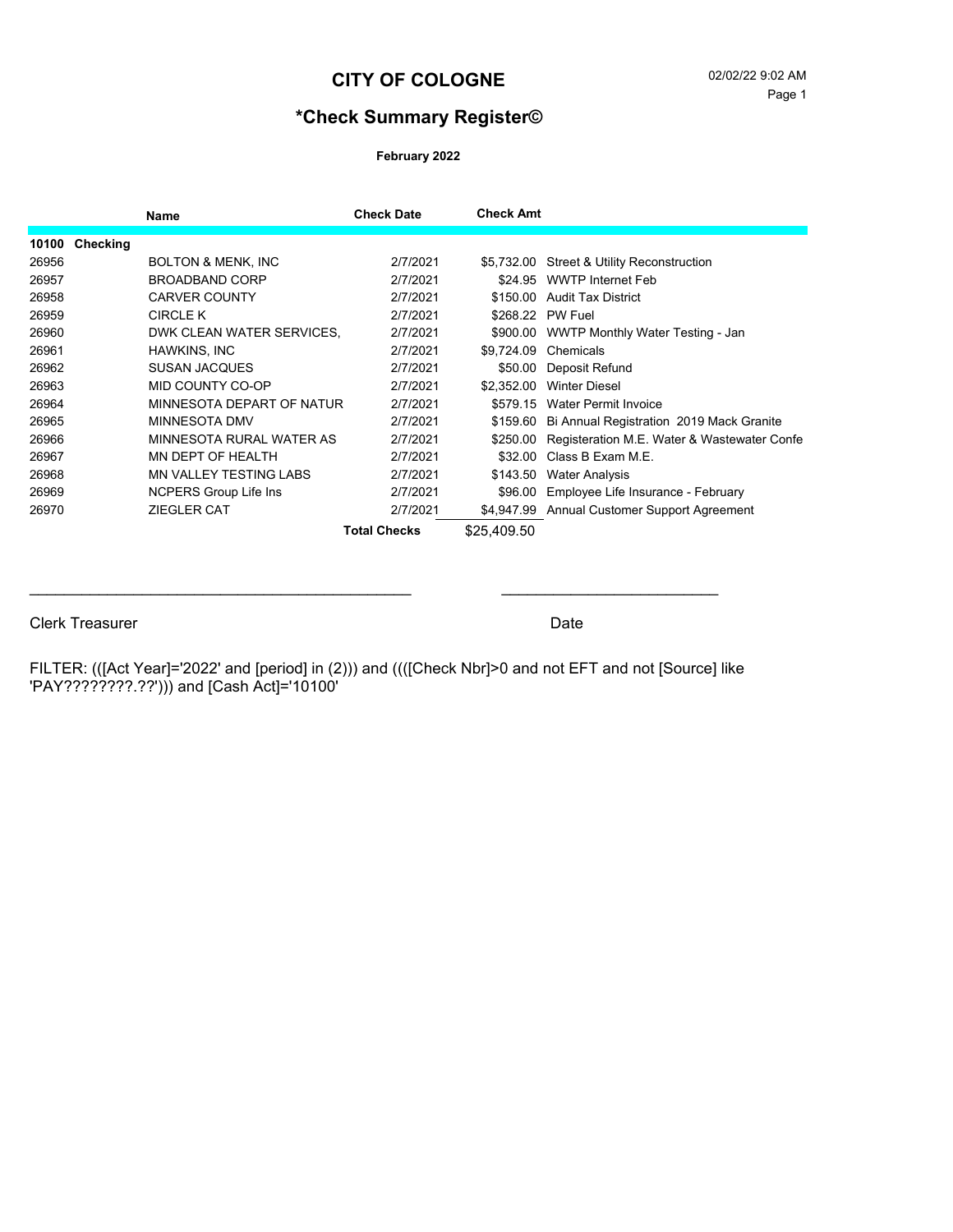# CITY OF COLOGNE

02/02/22 9:02 AM

## *Check Summary Register©

**February 2022**

| | Name | Check Date | Check Amt | |
|---|---|---|---|---|
| **10100 Checking** | | | | |
| 26956 | BOLTON & MENK, INC | 2/7/2021 | $5,732.00 | Street & Utility Reconstruction |
| 26957 | BROADBAND CORP | 2/7/2021 | $24.95 | WWTP Internet Feb |
| 26958 | CARVER COUNTY | 2/7/2021 | $150.00 | Audit Tax District |
| 26959 | CIRCLE K | 2/7/2021 | $268.22 | PW Fuel |
| 26960 | DWK CLEAN WATER SERVICES, | 2/7/2021 | $900.00 | WWTP Monthly Water Testing - Jan |
| 26961 | HAWKINS, INC | 2/7/2021 | $9,724.09 | Chemicals |
| 26962 | SUSAN JACQUES | 2/7/2021 | $50.00 | Deposit Refund |
| 26963 | MID COUNTY CO-OP | 2/7/2021 | $2,352.00 | Winter Diesel |
| 26964 | MINNESOTA DEPART OF NATUR | 2/7/2021 | $579.15 | Water Permit Invoice |
| 26965 | MINNESOTA DMV | 2/7/2021 | $159.60 | Bi Annual Registration 2019 Mack Granite |
| 26966 | MINNESOTA RURAL WATER AS | 2/7/2021 | $250.00 | Registeration M.E. Water & Wastewater Confe |
| 26967 | MN DEPT OF HEALTH | 2/7/2021 | $32.00 | Class B Exam M.E. |
| 26968 | MN VALLEY TESTING LABS | 2/7/2021 | $143.50 | Water Analysis |
| 26969 | NCPERS Group Life Ins | 2/7/2021 | $96.00 | Employee Life Insurance - February |
| 26970 | ZIEGLER CAT | 2/7/2021 | $4,947.99 | Annual Customer Support Agreement |
| | | **Total Checks** | $25,409.50 | |

\_\_\_\_\_\_\_\_\_\_\_\_\_\_\_\_\_\_\_\_\_\_\_\_\_\_\_\_\_\_\_\_\_\_\_\_\_\_\_\_ \_\_\_\_\_\_\_\_\_\_\_\_\_\_\_\_\_\_\_\_\_\_\_\_

Clerk Treasurer Date

FILTER: (([Act Year]='2022' and [period] in (2))) and ((([Check Nbr]>0 and not EFT and not [Source] like 'PAY????????.??'))) and [Cash Act]='10100'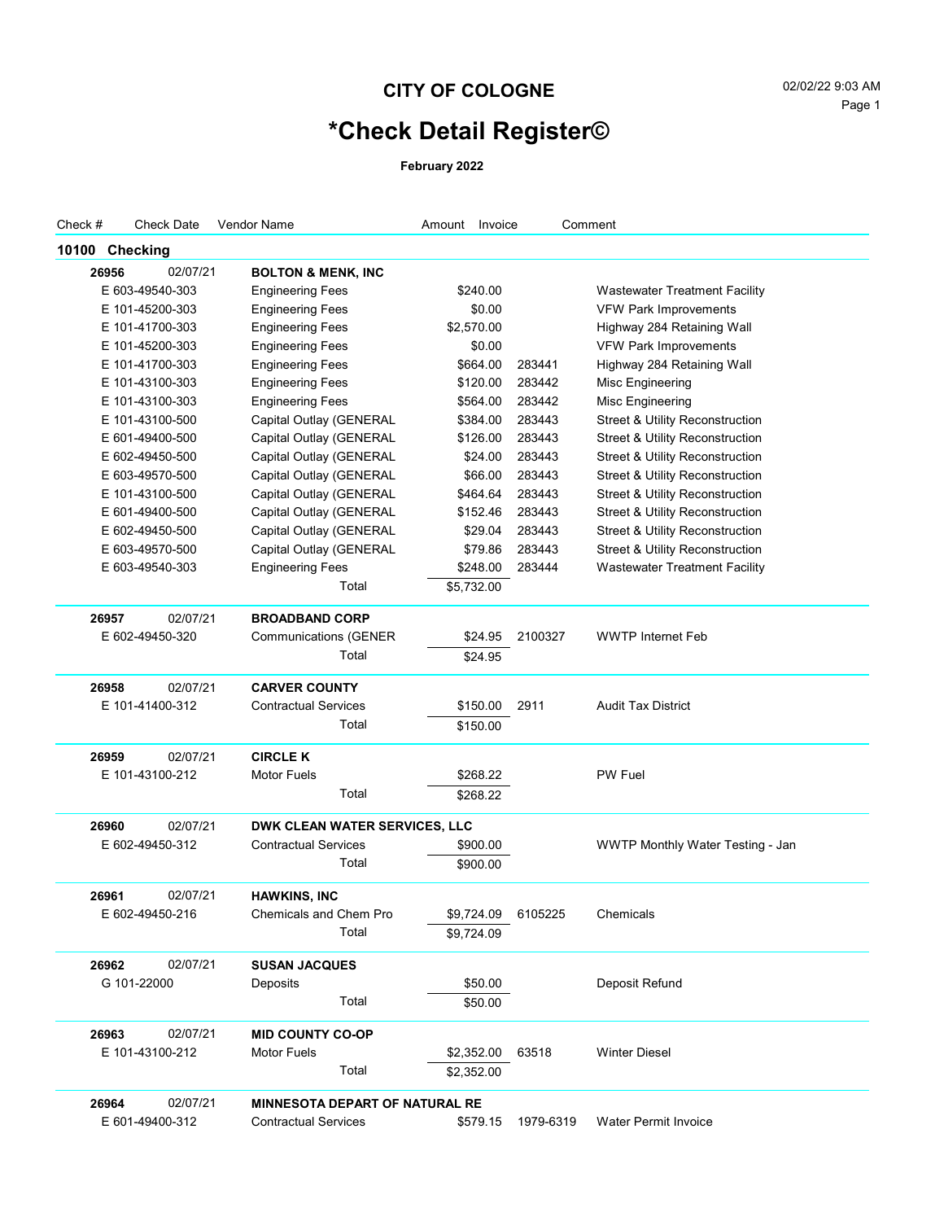# CITY OF COLOGNE

# *Check Detail Register©

**February 2022**

| Check # | Check Date | Vendor Name | Amount | Invoice | Comment |
|---|---|---|---|---|---|
| **10100 Checking** | | | | | |
| **26956** | 02/07/21 | **BOLTON & MENK, INC** | | | |
| E 603-49540-303 | | Engineering Fees | $240.00 | | Wastewater Treatment Facility |
| E 101-45200-303 | | Engineering Fees | $0.00 | | VFW Park Improvements |
| E 101-41700-303 | | Engineering Fees | $2,570.00 | | Highway 284 Retaining Wall |
| E 101-45200-303 | | Engineering Fees | $0.00 | | VFW Park Improvements |
| E 101-41700-303 | | Engineering Fees | $664.00 | 283441 | Highway 284 Retaining Wall |
| E 101-43100-303 | | Engineering Fees | $120.00 | 283442 | Misc Engineering |
| E 101-43100-303 | | Engineering Fees | $564.00 | 283442 | Misc Engineering |
| E 101-43100-500 | | Capital Outlay (GENERAL | $384.00 | 283443 | Street & Utility Reconstruction |
| E 601-49400-500 | | Capital Outlay (GENERAL | $126.00 | 283443 | Street & Utility Reconstruction |
| E 602-49450-500 | | Capital Outlay (GENERAL | $24.00 | 283443 | Street & Utility Reconstruction |
| E 603-49570-500 | | Capital Outlay (GENERAL | $66.00 | 283443 | Street & Utility Reconstruction |
| E 101-43100-500 | | Capital Outlay (GENERAL | $464.64 | 283443 | Street & Utility Reconstruction |
| E 601-49400-500 | | Capital Outlay (GENERAL | $152.46 | 283443 | Street & Utility Reconstruction |
| E 602-49450-500 | | Capital Outlay (GENERAL | $29.04 | 283443 | Street & Utility Reconstruction |
| E 603-49570-500 | | Capital Outlay (GENERAL | $79.86 | 283443 | Street & Utility Reconstruction |
| E 603-49540-303 | | Engineering Fees | $248.00 | 283444 | Wastewater Treatment Facility |
| | | Total | $5,732.00 | | |
| **26957** | 02/07/21 | **BROADBAND CORP** | | | |
| E 602-49450-320 | | Communications (GENER | $24.95 | 2100327 | WWTP Internet Feb |
| | | Total | $24.95 | | |
| **26958** | 02/07/21 | **CARVER COUNTY** | | | |
| E 101-41400-312 | | Contractual Services | $150.00 | 2911 | Audit Tax District |
| | | Total | $150.00 | | |
| **26959** | 02/07/21 | **CIRCLE K** | | | |
| E 101-43100-212 | | Motor Fuels | $268.22 | | PW Fuel |
| | | Total | $268.22 | | |
| **26960** | 02/07/21 | **DWK CLEAN WATER SERVICES, LLC** | | | |
| E 602-49450-312 | | Contractual Services | $900.00 | | WWTP Monthly Water Testing - Jan |
| | | Total | $900.00 | | |
| **26961** | 02/07/21 | **HAWKINS, INC** | | | |
| E 602-49450-216 | | Chemicals and Chem Pro | $9,724.09 | 6105225 | Chemicals |
| | | Total | $9,724.09 | | |
| **26962** | 02/07/21 | **SUSAN JACQUES** | | | |
| G 101-22000 | | Deposits | $50.00 | | Deposit Refund |
| | | Total | $50.00 | | |
| **26963** | 02/07/21 | **MID COUNTY CO-OP** | | | |
| E 101-43100-212 | | Motor Fuels | $2,352.00 | 63518 | Winter Diesel |
| | | Total | $2,352.00 | | |
| **26964** | 02/07/21 | **MINNESOTA DEPART OF NATURAL RE** | | | |
| E 601-49400-312 | | Contractual Services | $579.15 | 1979-6319 | Water Permit Invoice |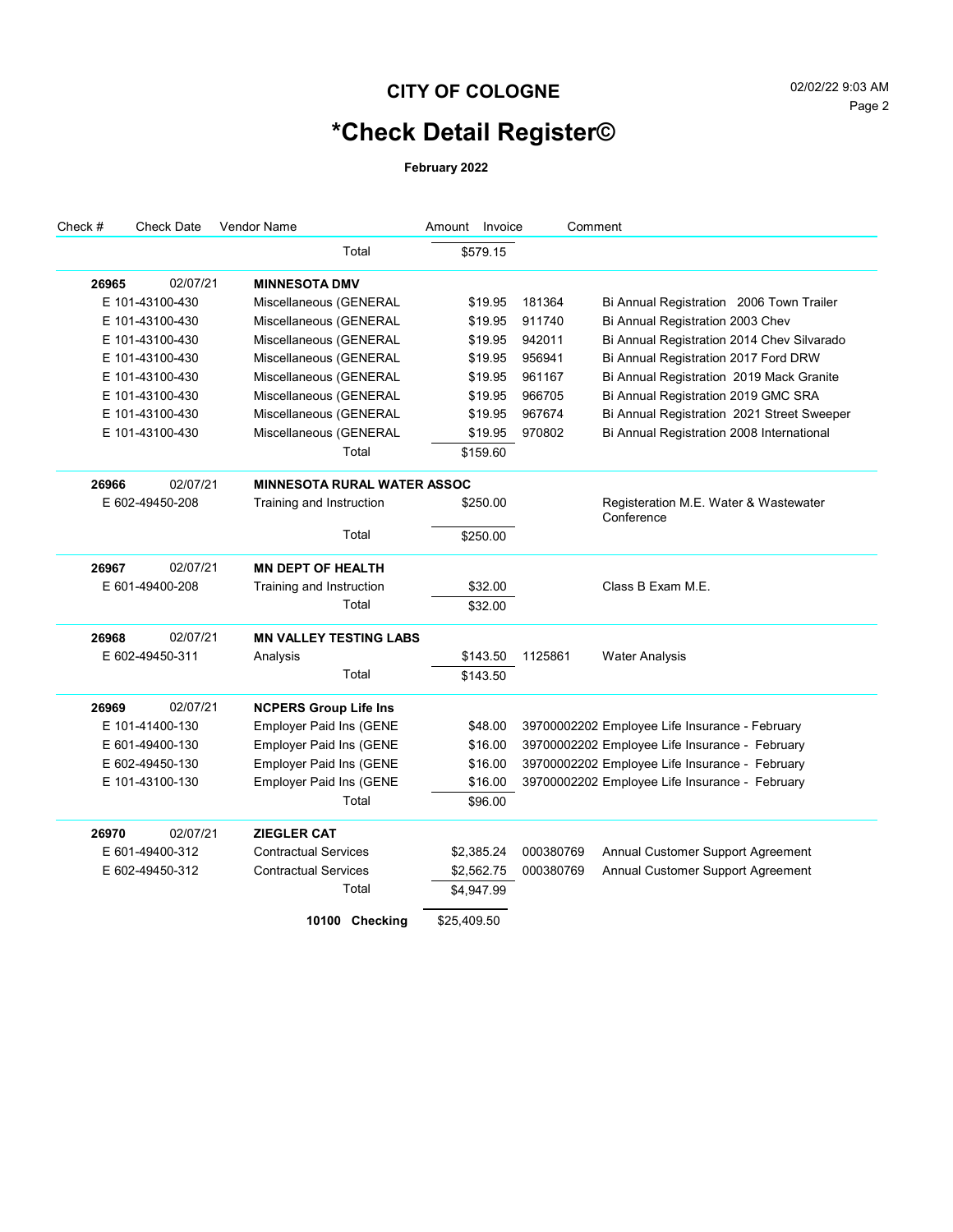# CITY OF COLOGNE

# *Check Detail Register©

**February 2022**

| Check # | Check Date | Vendor Name | Amount | Invoice | Comment |
|---|---|---|---|---|---|
| | | Total | $579.15 | | |
| **26965** | 02/07/21 | **MINNESOTA DMV** | | | |
| E 101-43100-430 | | Miscellaneous (GENERAL | $19.95 | 181364 | Bi Annual Registration 2006 Town Trailer |
| E 101-43100-430 | | Miscellaneous (GENERAL | $19.95 | 911740 | Bi Annual Registration 2003 Chev |
| E 101-43100-430 | | Miscellaneous (GENERAL | $19.95 | 942011 | Bi Annual Registration 2014 Chev Silvarado |
| E 101-43100-430 | | Miscellaneous (GENERAL | $19.95 | 956941 | Bi Annual Registration 2017 Ford DRW |
| E 101-43100-430 | | Miscellaneous (GENERAL | $19.95 | 961167 | Bi Annual Registration 2019 Mack Granite |
| E 101-43100-430 | | Miscellaneous (GENERAL | $19.95 | 966705 | Bi Annual Registration 2019 GMC SRA |
| E 101-43100-430 | | Miscellaneous (GENERAL | $19.95 | 967674 | Bi Annual Registration 2021 Street Sweeper |
| E 101-43100-430 | | Miscellaneous (GENERAL | $19.95 | 970802 | Bi Annual Registration 2008 International |
| | | Total | $159.60 | | |
| **26966** | 02/07/21 | **MINNESOTA RURAL WATER ASSOC** | | | |
| E 602-49450-208 | | Training and Instruction | $250.00 | | Registeration M.E. Water & Wastewater Conference |
| | | Total | $250.00 | | |
| **26967** | 02/07/21 | **MN DEPT OF HEALTH** | | | |
| E 601-49400-208 | | Training and Instruction | $32.00 | | Class B Exam M.E. |
| | | Total | $32.00 | | |
| **26968** | 02/07/21 | **MN VALLEY TESTING LABS** | | | |
| E 602-49450-311 | | Analysis | $143.50 | 1125861 | Water Analysis |
| | | Total | $143.50 | | |
| **26969** | 02/07/21 | **NCPERS Group Life Ins** | | | |
| E 101-41400-130 | | Employer Paid Ins (GENE | $48.00 | 39700002202 | Employee Life Insurance - February |
| E 601-49400-130 | | Employer Paid Ins (GENE | $16.00 | 39700002202 | Employee Life Insurance - February |
| E 602-49450-130 | | Employer Paid Ins (GENE | $16.00 | 39700002202 | Employee Life Insurance - February |
| E 101-43100-130 | | Employer Paid Ins (GENE | $16.00 | 39700002202 | Employee Life Insurance - February |
| | | Total | $96.00 | | |
| **26970** | 02/07/21 | **ZIEGLER CAT** | | | |
| E 601-49400-312 | | Contractual Services | $2,385.24 | 000380769 | Annual Customer Support Agreement |
| E 602-49450-312 | | Contractual Services | $2,562.75 | 000380769 | Annual Customer Support Agreement |
| | | Total | $4,947.99 | | |
| | | **10100 Checking** | $25,409.50 | | |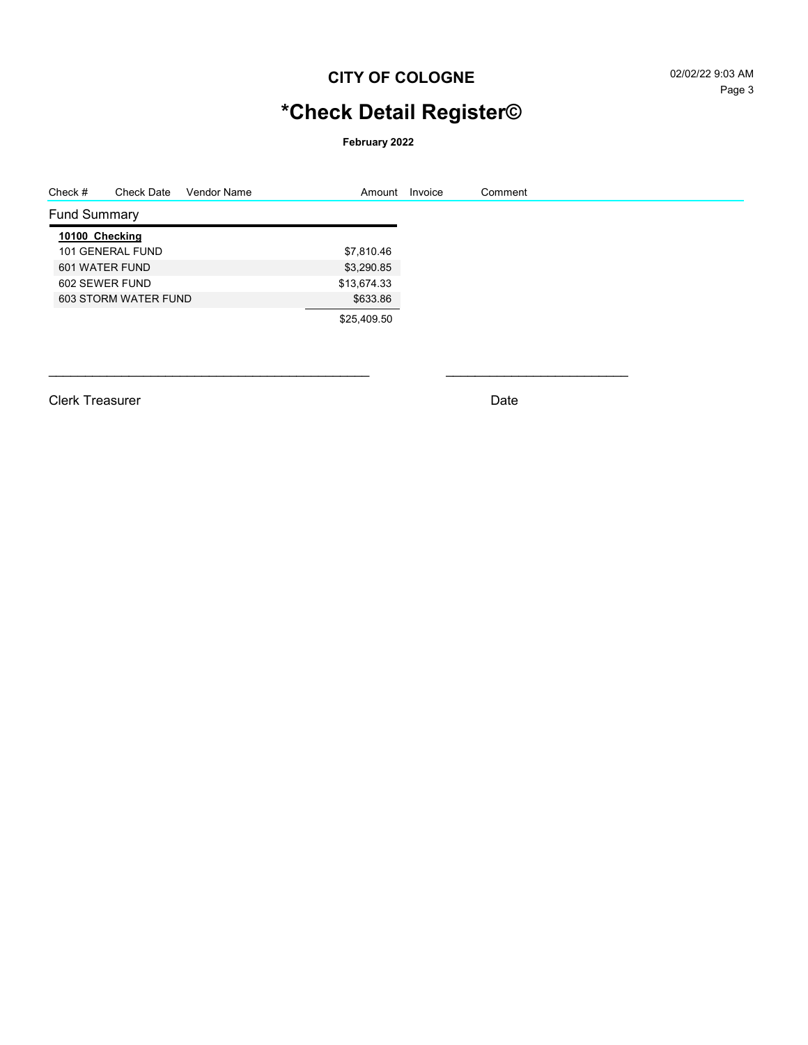# CITY OF COLOGNE

# *Check Detail Register©

**February 2022**

| Check # | Check Date | Vendor Name | Amount | Invoice | Comment |
|---|---|---|---|---|---|

## Fund Summary

| **10100 Checking** | |
|---|---|
| 101 GENERAL FUND | $7,810.46 |
| 601 WATER FUND | $3,290.85 |
| 602 SEWER FUND | $13,674.33 |
| 603 STORM WATER FUND | $633.86 |
| | $25,409.50 |

_______________________________________________ ___________________________

Clerk Treasurer Date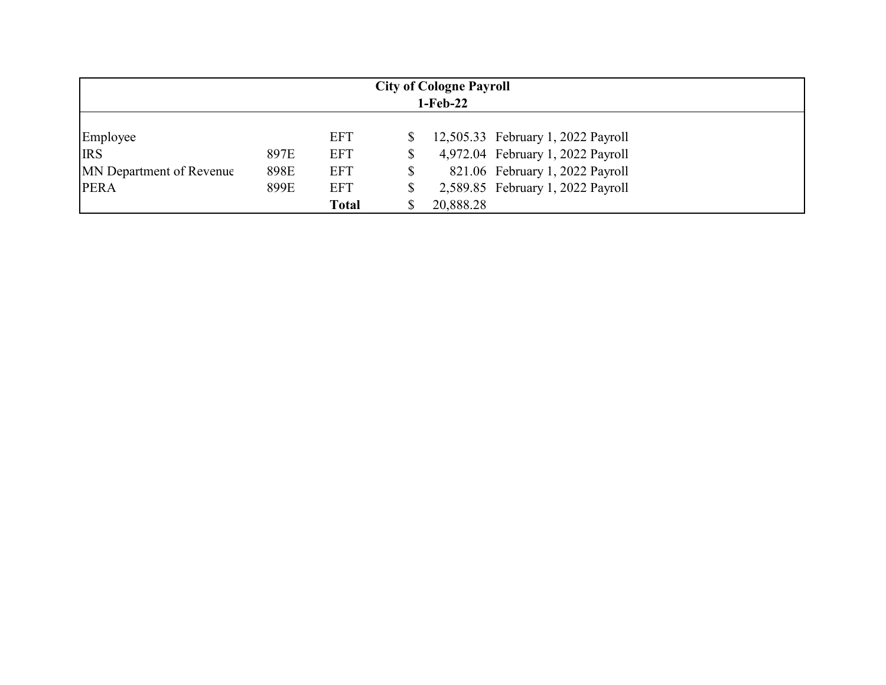**City of Cologne Payroll**
**1-Feb-22**

| | | | | | |
|---|---|---|---|---|---|
| Employee | | EFT | $ | 12,505.33 | February 1, 2022 Payroll |
| IRS | 897E | EFT | $ | 4,972.04 | February 1, 2022 Payroll |
| MN Department of Revenue | 898E | EFT | $ | 821.06 | February 1, 2022 Payroll |
| PERA | 899E | EFT | $ | 2,589.85 | February 1, 2022 Payroll |
| | | **Total** | $ | 20,888.28 | |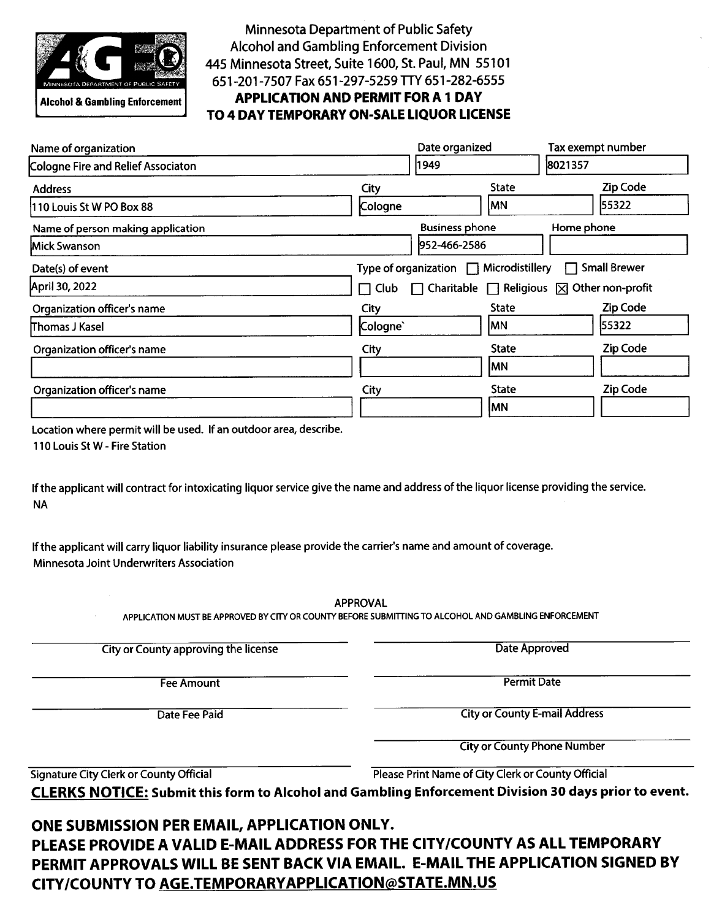Alcohol & Gambling Enforcement

Minnesota Department of Public Safety
Alcohol and Gambling Enforcement Division
445 Minnesota Street, Suite 1600, St. Paul, MN 55101
651-201-7507 Fax 651-297-5259 TTY 651-282-6555

**APPLICATION AND PERMIT FOR A 1 DAY TO 4 DAY TEMPORARY ON-SALE LIQUOR LICENSE**

| Name of organization | Date organized | Tax exempt number |
|---|---|---|
| Cologne Fire and Relief Associaton | 1949 | 8021357 |

| Address | City | State | Zip Code |
|---|---|---|---|
| 110 Louis St W PO Box 88 | Cologne | MN | 55322 |

| Name of person making application | Business phone | Home phone |
|---|---|---|
| Mick Swanson | 952-466-2586 | |

Date(s) of event: April 30, 2022

Type of organization: ☐ Microdistillery ☐ Small Brewer ☐ Club ☐ Charitable ☐ Religious ☒ Other non-profit

| Organization officer's name | City | State | Zip Code |
|---|---|---|---|
| Thomas J Kasel | Cologne` | MN | 55322 |
| | | MN | |
| | | MN | |

Location where permit will be used. If an outdoor area, describe.
110 Louis St W - Fire Station

If the applicant will contract for intoxicating liquor service give the name and address of the liquor license providing the service.
NA

If the applicant will carry liquor liability insurance please provide the carrier's name and amount of coverage.
Minnesota Joint Underwriters Association

APPROVAL
APPLICATION MUST BE APPROVED BY CITY OR COUNTY BEFORE SUBMITTING TO ALCOHOL AND GAMBLING ENFORCEMENT

City or County approving the license: ____________________ Date Approved: ____________________

Fee Amount: ____________________ Permit Date: ____________________

Date Fee Paid: ____________________ City or County E-mail Address: ____________________

City or County Phone Number: ____________________

Signature City Clerk or County Official: ____________________ Please Print Name of City Clerk or County Official: ____________________

**CLERKS NOTICE: Submit this form to Alcohol and Gambling Enforcement Division 30 days prior to event.**

**ONE SUBMISSION PER EMAIL, APPLICATION ONLY.**
**PLEASE PROVIDE A VALID E-MAIL ADDRESS FOR THE CITY/COUNTY AS ALL TEMPORARY PERMIT APPROVALS WILL BE SENT BACK VIA EMAIL. E-MAIL THE APPLICATION SIGNED BY CITY/COUNTY TO AGE.TEMPORARYAPPLICATION@STATE.MN.US**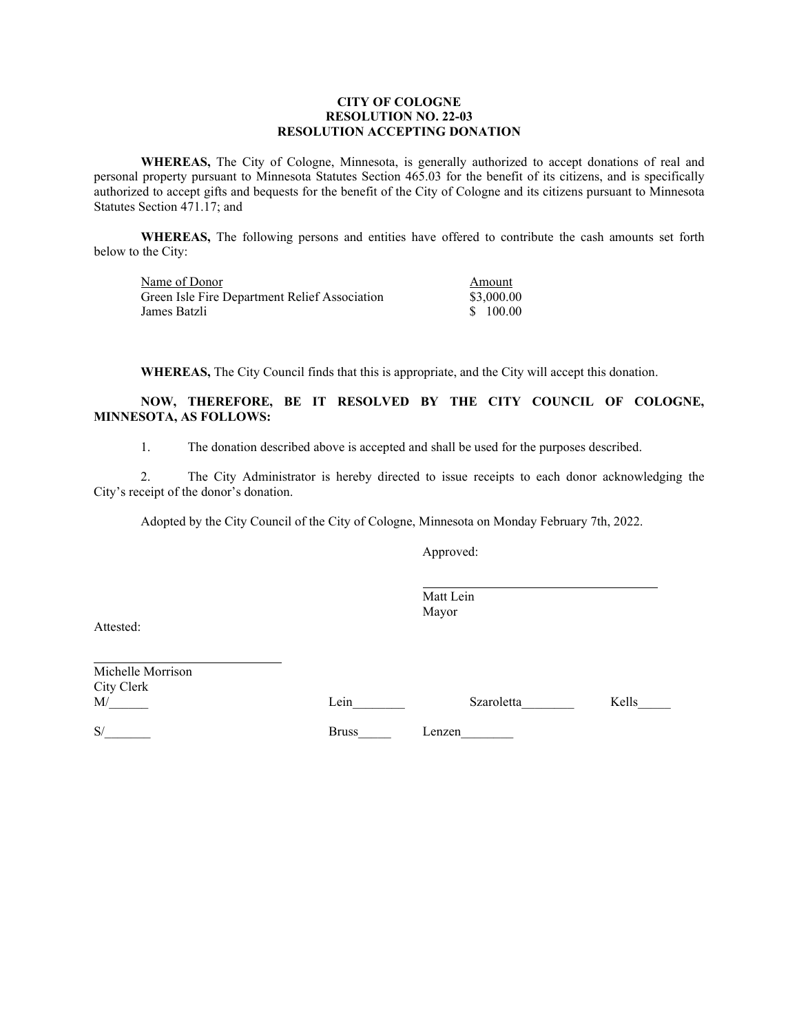**CITY OF COLOGNE**
**RESOLUTION NO. 22-03**
**RESOLUTION ACCEPTING DONATION**

**WHEREAS,** The City of Cologne, Minnesota, is generally authorized to accept donations of real and personal property pursuant to Minnesota Statutes Section 465.03 for the benefit of its citizens, and is specifically authorized to accept gifts and bequests for the benefit of the City of Cologne and its citizens pursuant to Minnesota Statutes Section 471.17; and

**WHEREAS,** The following persons and entities have offered to contribute the cash amounts set forth below to the City:

| Name of Donor | Amount |
|---|---|
| Green Isle Fire Department Relief Association | $3,000.00 |
| James Batzli | $ 100.00 |

**WHEREAS,** The City Council finds that this is appropriate, and the City will accept this donation.

**NOW, THEREFORE, BE IT RESOLVED BY THE CITY COUNCIL OF COLOGNE, MINNESOTA, AS FOLLOWS:**

1. The donation described above is accepted and shall be used for the purposes described.

2. The City Administrator is hereby directed to issue receipts to each donor acknowledging the City's receipt of the donor's donation.

Adopted by the City Council of the City of Cologne, Minnesota on Monday February 7th, 2022.

Approved:

_________________________________

Matt Lein
Mayor

Attested:

_________________________________

Michelle Morrison
City Clerk

M/______ Lein________ Szaroletta________ Kells_____

S/_______ Bruss_____ Lenzen________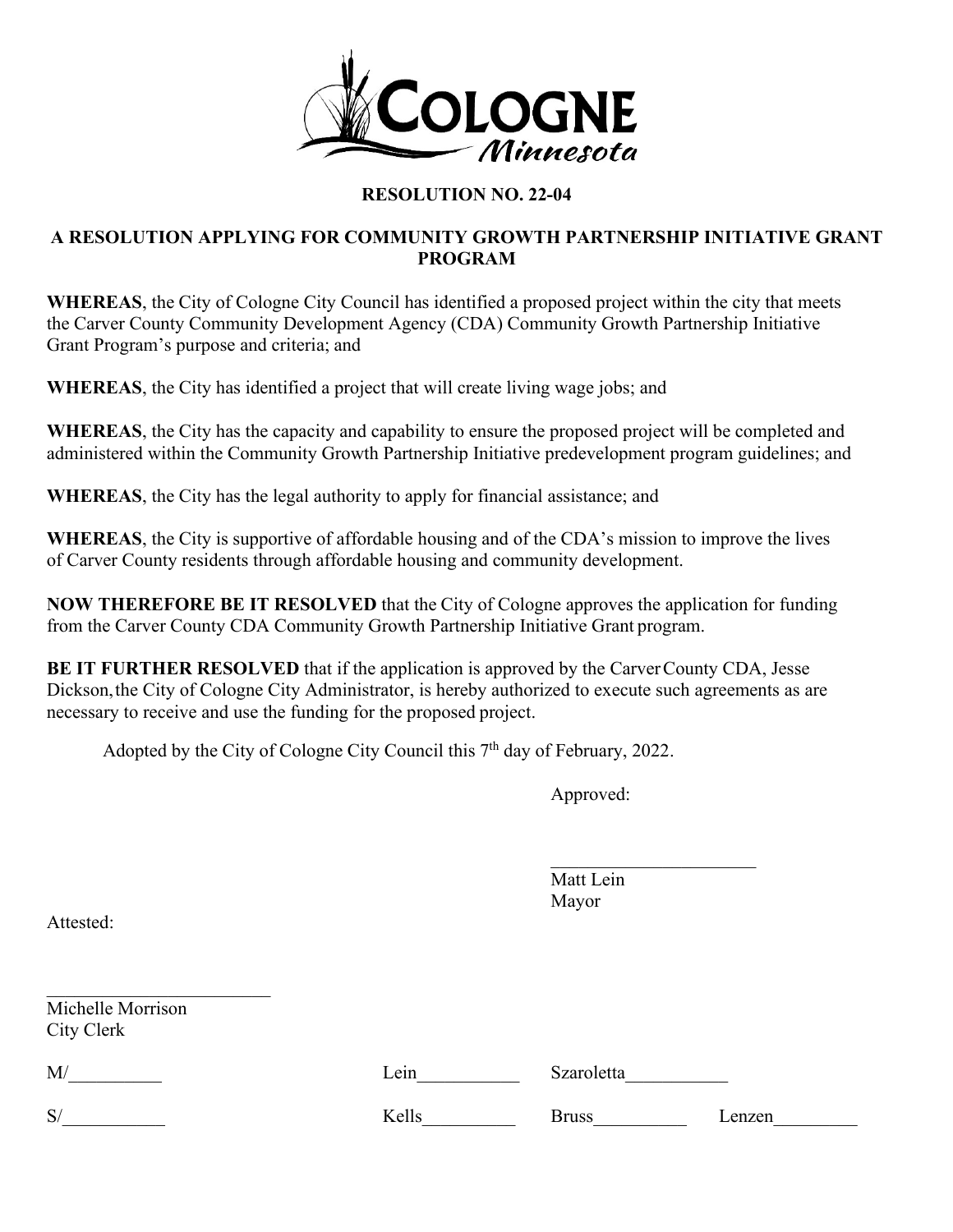COLOGNE
Minnesota

**RESOLUTION NO. 22-04**

**A RESOLUTION APPLYING FOR COMMUNITY GROWTH PARTNERSHIP INITIATIVE GRANT PROGRAM**

**WHEREAS**, the City of Cologne City Council has identified a proposed project within the city that meets the Carver County Community Development Agency (CDA) Community Growth Partnership Initiative Grant Program's purpose and criteria; and

**WHEREAS**, the City has identified a project that will create living wage jobs; and

**WHEREAS**, the City has the capacity and capability to ensure the proposed project will be completed and administered within the Community Growth Partnership Initiative predevelopment program guidelines; and

**WHEREAS**, the City has the legal authority to apply for financial assistance; and

**WHEREAS**, the City is supportive of affordable housing and of the CDA's mission to improve the lives of Carver County residents through affordable housing and community development.

**NOW THEREFORE BE IT RESOLVED** that the City of Cologne approves the application for funding from the Carver County CDA Community Growth Partnership Initiative Grant program.

**BE IT FURTHER RESOLVED** that if the application is approved by the Carver County CDA, Jesse Dickson, the City of Cologne City Administrator, is hereby authorized to execute such agreements as are necessary to receive and use the funding for the proposed project.

Adopted by the City of Cologne City Council this 7th day of February, 2022.

Approved:

______________________
Matt Lein
Mayor

Attested:

______________________
Michelle Morrison
City Clerk

M/__________ Lein__________ Szaroletta__________

S/__________ Kells__________ Bruss__________ Lenzen__________